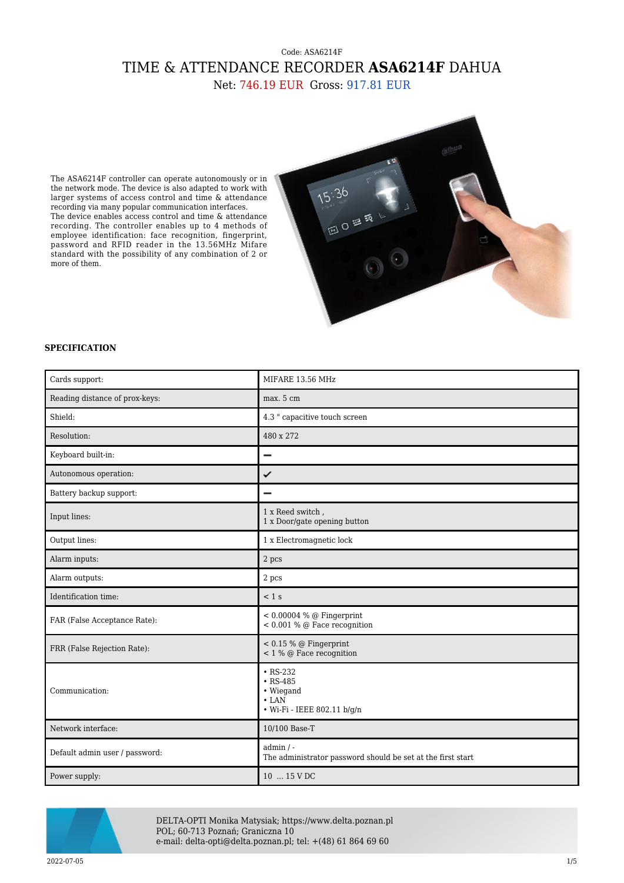Code: ASA6214F

# TIME & ATTENDANCE RECORDER **ASA6214F** DAHUA

Net: 746.19 EUR Gross: 917.81 EUR

The ASA6214F controller can operate autonomously or in the network mode. The device is also adapted to work with larger systems of access control and time & attendance recording via many popular communication interfaces.
The device enables access control and time & attendance recording. The controller enables up to 4 methods of employee identification: face recognition, fingerprint, password and RFID reader in the 13.56MHz Mifare standard with the possibility of any combination of 2 or more of them.

**SPECIFICATION**

| | |
|---|---|
| Cards support: | MIFARE 13.56 MHz |
| Reading distance of prox-keys: | max. 5 cm |
| Shield: | 4.3 " capacitive touch screen |
| Resolution: | 480 x 272 |
| Keyboard built-in: | − |
| Autonomous operation: | ✔ |
| Battery backup support: | − |
| Input lines: | 1 x Reed switch ,<br>1 x Door/gate opening button |
| Output lines: | 1 x Electromagnetic lock |
| Alarm inputs: | 2 pcs |
| Alarm outputs: | 2 pcs |
| Identification time: | < 1 s |
| FAR (False Acceptance Rate): | < 0.00004 % @ Fingerprint<br>< 0.001 % @ Face recognition |
| FRR (False Rejection Rate): | < 0.15 % @ Fingerprint<br>< 1 % @ Face recognition |
| Communication: | • RS-232<br>• RS-485<br>• Wiegand<br>• LAN<br>• Wi-Fi - IEEE 802.11 b/g/n |
| Network interface: | 10/100 Base-T |
| Default admin user / password: | admin / -<br>The administrator password should be set at the first start |
| Power supply: | 10 ... 15 V DC |

DELTA-OPTI Monika Matysiak; https://www.delta.poznan.pl
POL; 60-713 Poznań; Graniczna 10
e-mail: delta-opti@delta.poznan.pl; tel: +(48) 61 864 69 60

2022-07-05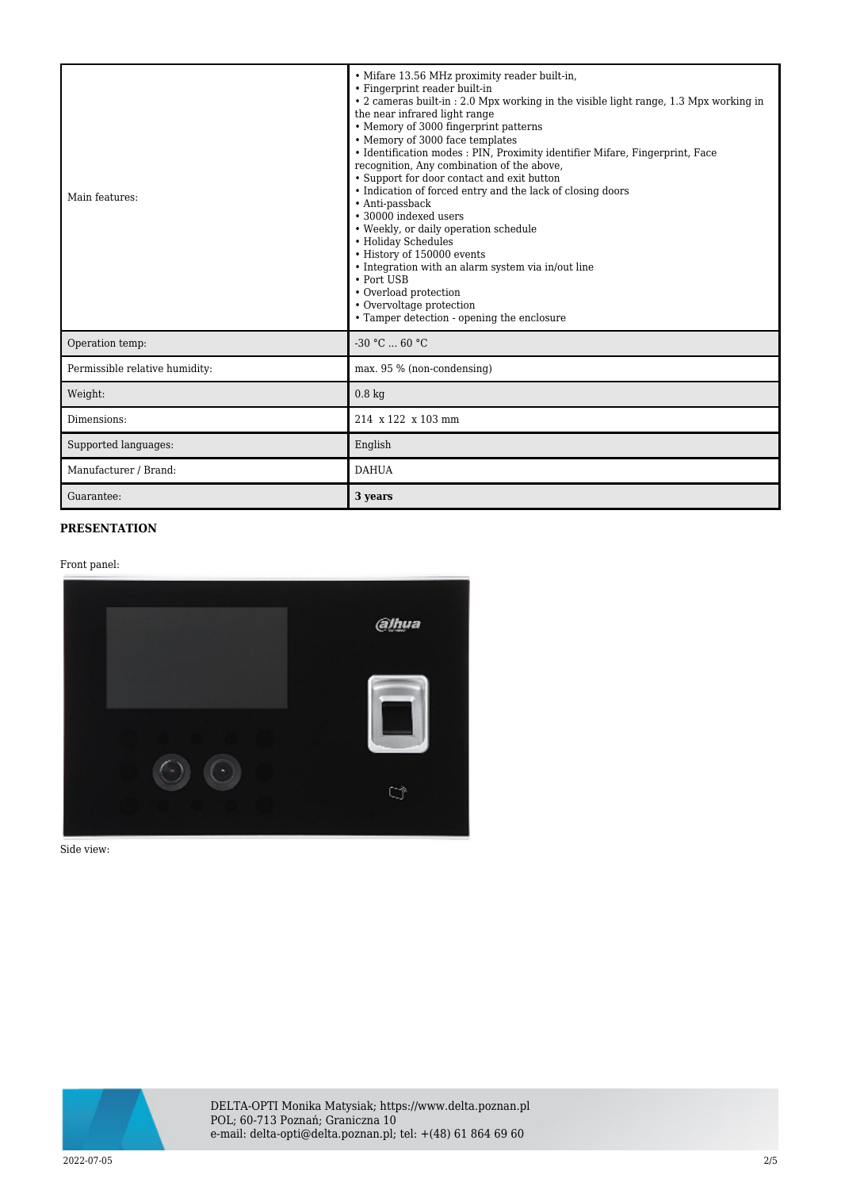| | |
|---|---|
| Main features: | • Mifare 13.56 MHz proximity reader built-in,<br>• Fingerprint reader built-in<br>• 2 cameras built-in : 2.0 Mpx working in the visible light range, 1.3 Mpx working in the near infrared light range<br>• Memory of 3000 fingerprint patterns<br>• Memory of 3000 face templates<br>• Identification modes : PIN, Proximity identifier Mifare, Fingerprint, Face recognition, Any combination of the above,<br>• Support for door contact and exit button<br>• Indication of forced entry and the lack of closing doors<br>• Anti-passback<br>• 30000 indexed users<br>• Weekly, or daily operation schedule<br>• Holiday Schedules<br>• History of 150000 events<br>• Integration with an alarm system via in/out line<br>• Port USB<br>• Overload protection<br>• Overvoltage protection<br>• Tamper detection - opening the enclosure |
| Operation temp: | -30 °C ... 60 °C |
| Permissible relative humidity: | max. 95 % (non-condensing) |
| Weight: | 0.8 kg |
| Dimensions: | 214 x 122 x 103 mm |
| Supported languages: | English |
| Manufacturer / Brand: | DAHUA |
| Guarantee: | **3 years** |

**PRESENTATION**

Front panel:

Side view:

DELTA-OPTI Monika Matysiak; https://www.delta.poznan.pl
POL; 60-713 Poznań; Graniczna 10
e-mail: delta-opti@delta.poznan.pl; tel: +(48) 61 864 69 60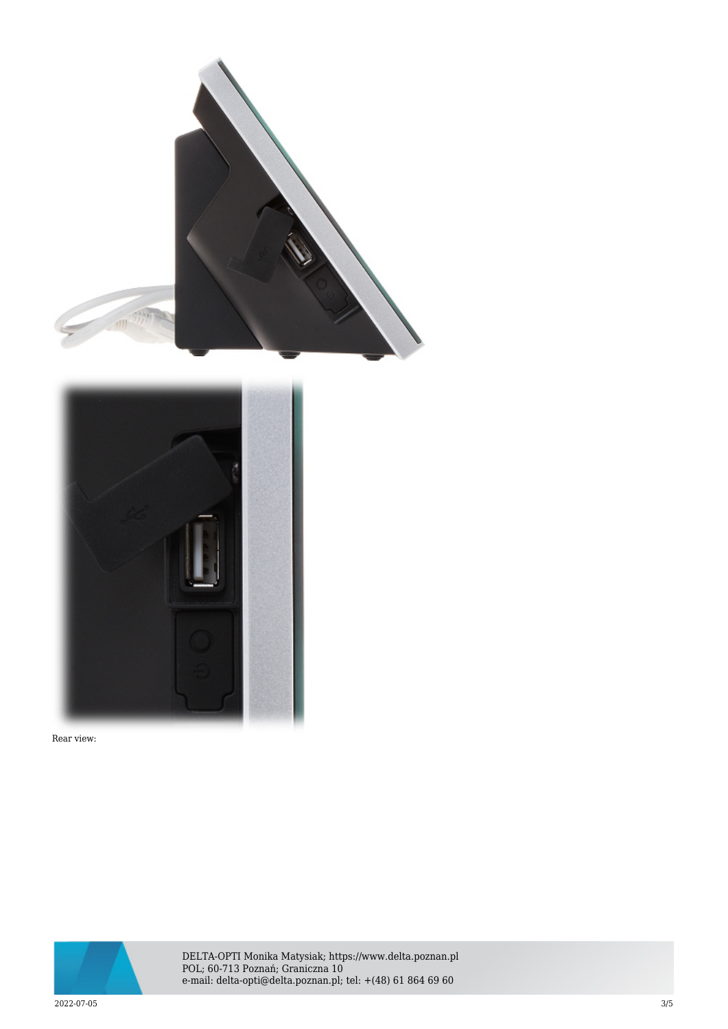Rear view: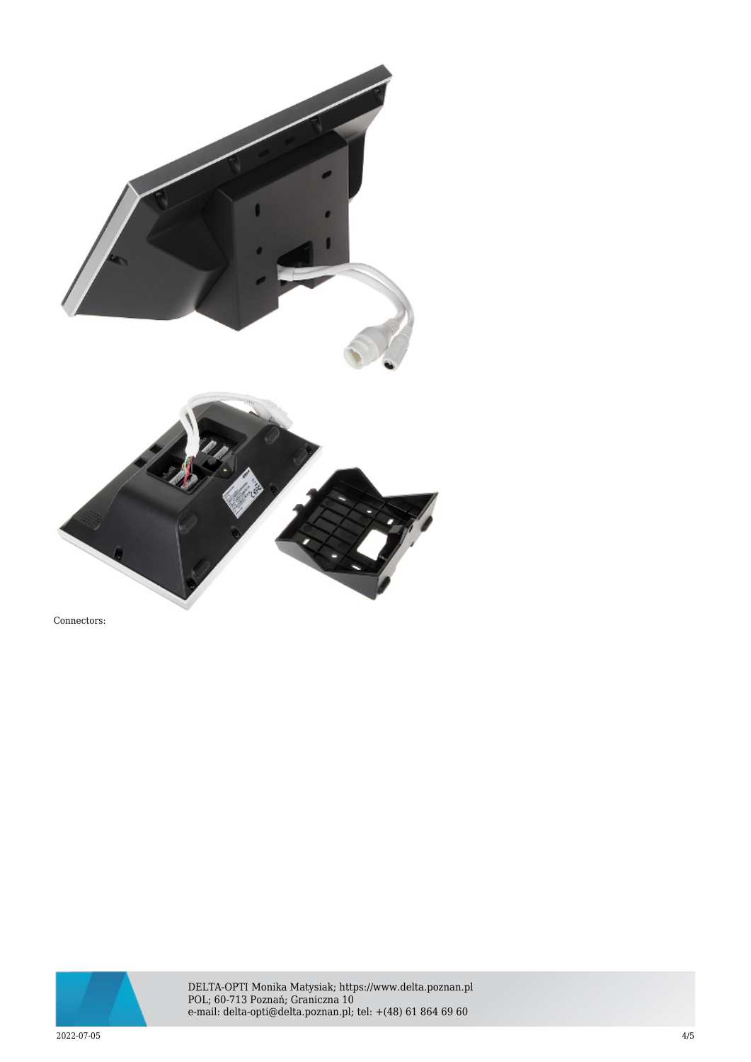Connectors: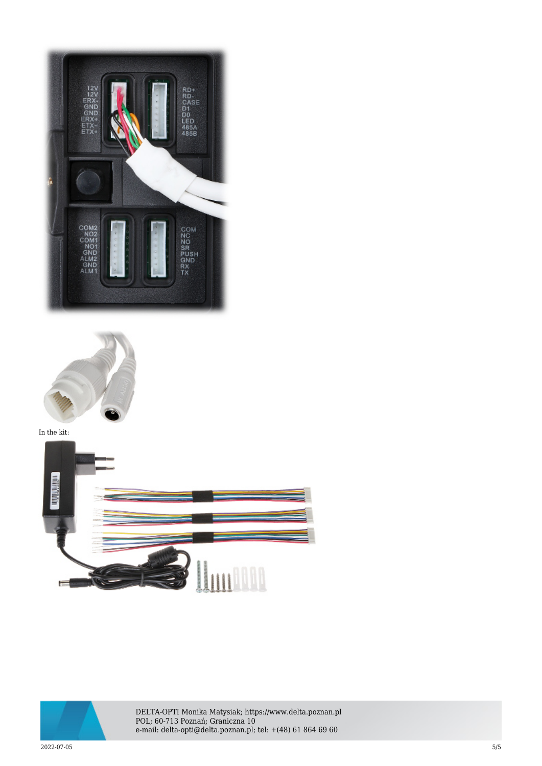In the kit: